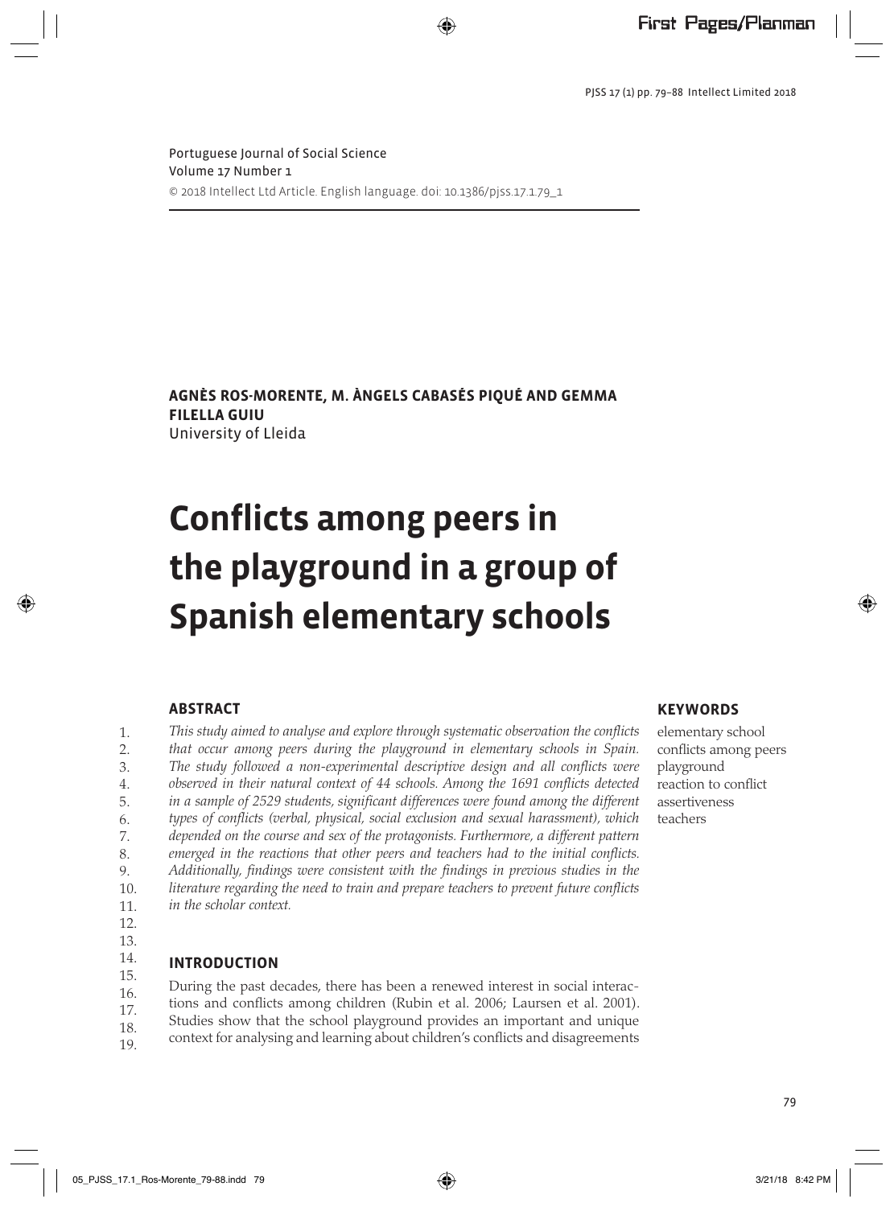Portuguese Journal of Social Science
Volume 17 Number 1
© 2018 Intellect Ltd Article. English language. doi: 10.1386/pjss.17.1.79_1

**AGNÈS ROS-MORENTE, M. ÀNGELS CABASÉS PIQUÉ AND GEMMA FILELLA GUIU**
University of Lleida

# Conflicts among peers in the playground in a group of Spanish elementary schools

## ABSTRACT

*This study aimed to analyse and explore through systematic observation the conflicts that occur among peers during the playground in elementary schools in Spain. The study followed a non-experimental descriptive design and all conflicts were observed in their natural context of 44 schools. Among the 1691 conflicts detected in a sample of 2529 students, significant differences were found among the different types of conflicts (verbal, physical, social exclusion and sexual harassment), which depended on the course and sex of the protagonists. Furthermore, a different pattern emerged in the reactions that other peers and teachers had to the initial conflicts. Additionally, findings were consistent with the findings in previous studies in the literature regarding the need to train and prepare teachers to prevent future conflicts in the scholar context.*

## KEYWORDS

elementary school
conflicts among peers
playground
reaction to conflict
assertiveness
teachers

## INTRODUCTION

During the past decades, there has been a renewed interest in social interactions and conflicts among children (Rubin et al. 2006; Laursen et al. 2001). Studies show that the school playground provides an important and unique context for analysing and learning about children's conflicts and disagreements